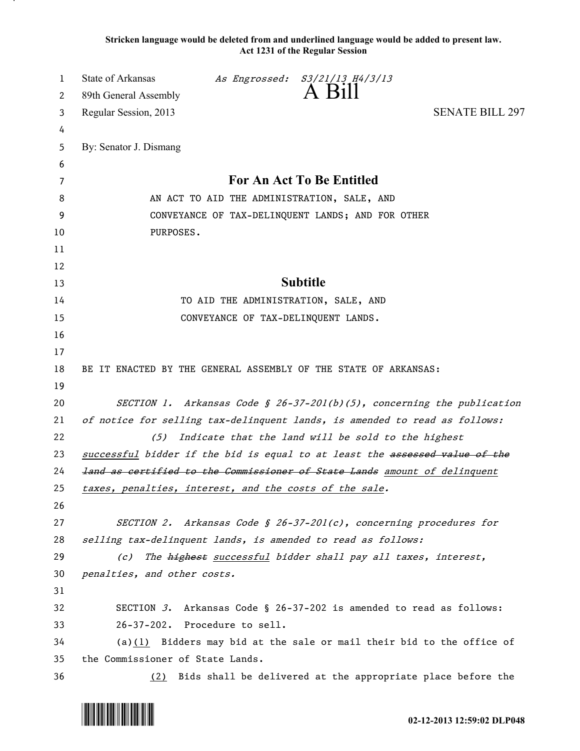**Stricken language would be deleted from and underlined language would be added to present law.**
**Act 1231 of the Regular Session**

State of Arkansas *As Engrossed: S3/21/13 H4/3/13*
89th General Assembly

# A Bill

Regular Session, 2013 SENATE BILL 297

By: Senator J. Dismang

## For An Act To Be Entitled

AN ACT TO AID THE ADMINISTRATION, SALE, AND CONVEYANCE OF TAX-DELINQUENT LANDS; AND FOR OTHER PURPOSES.

## Subtitle

TO AID THE ADMINISTRATION, SALE, AND CONVEYANCE OF TAX-DELINQUENT LANDS.

BE IT ENACTED BY THE GENERAL ASSEMBLY OF THE STATE OF ARKANSAS:

*SECTION 1. Arkansas Code § 26-37-201(b)(5), concerning the publication of notice for selling tax-delinquent lands, is amended to read as follows:*

*(5) Indicate that the land will be sold to the highest* *<u>successful</u> bidder if the bid is equal to at least the ~~assessed value of the land as certified to the Commissioner of State Lands~~ <u>amount of delinquent taxes, penalties, interest, and the costs of the sale</u>.*

*SECTION 2. Arkansas Code § 26-37-201(c), concerning procedures for selling tax-delinquent lands, is amended to read as follows:*

*(c) The ~~highest~~ <u>successful</u> bidder shall pay all taxes, interest, penalties, and other costs.*

SECTION *3*. Arkansas Code § 26-37-202 is amended to read as follows:

26-37-202. Procedure to sell.

(a)<u>(1)</u> Bidders may bid at the sale or mail their bid to the office of the Commissioner of State Lands.

<u>(2)</u> Bids shall be delivered at the appropriate place before the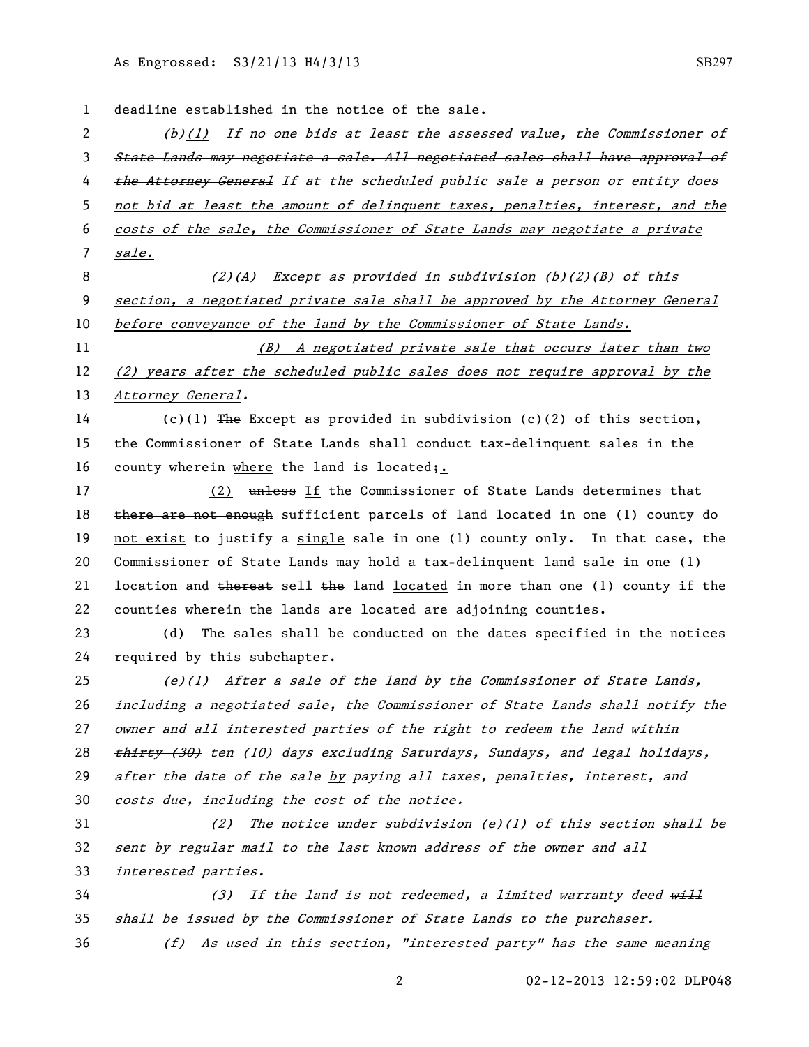deadline established in the notice of the sale.

*(b)(1) ~~If no one bids at least the assessed value, the Commissioner of State Lands may negotiate a sale. All negotiated sales shall have approval of the Attorney General~~ If at the scheduled public sale a person or entity does not bid at least the amount of delinquent taxes, penalties, interest, and the costs of the sale, the Commissioner of State Lands may negotiate a private sale.*

*(2)(A) Except as provided in subdivision (b)(2)(B) of this section, a negotiated private sale shall be approved by the Attorney General before conveyance of the land by the Commissioner of State Lands.*

*(B) A negotiated private sale that occurs later than two (2) years after the scheduled public sales does not require approval by the Attorney General.*

(c)(1) ~~The~~ Except as provided in subdivision (c)(2) of this section, the Commissioner of State Lands shall conduct tax-delinquent sales in the county ~~wherein~~ where the land is located~~;~~.

(2) ~~unless~~ If the Commissioner of State Lands determines that ~~there are not enough~~ sufficient parcels of land located in one (1) county do not exist to justify a single sale in one (1) county ~~only. In that case~~, the Commissioner of State Lands may hold a tax-delinquent land sale in one (1) location and ~~thereat~~ sell ~~the~~ land located in more than one (1) county if the counties ~~wherein the lands are located~~ are adjoining counties.

(d) The sales shall be conducted on the dates specified in the notices required by this subchapter.

*(e)(1) After a sale of the land by the Commissioner of State Lands, including a negotiated sale, the Commissioner of State Lands shall notify the owner and all interested parties of the right to redeem the land within ~~thirty (30)~~ ten (10) days excluding Saturdays, Sundays, and legal holidays, after the date of the sale by paying all taxes, penalties, interest, and costs due, including the cost of the notice.*

*(2) The notice under subdivision (e)(1) of this section shall be sent by regular mail to the last known address of the owner and all interested parties.*

*(3) If the land is not redeemed, a limited warranty deed ~~will~~ shall be issued by the Commissioner of State Lands to the purchaser.*

*(f) As used in this section, "interested party" has the same meaning*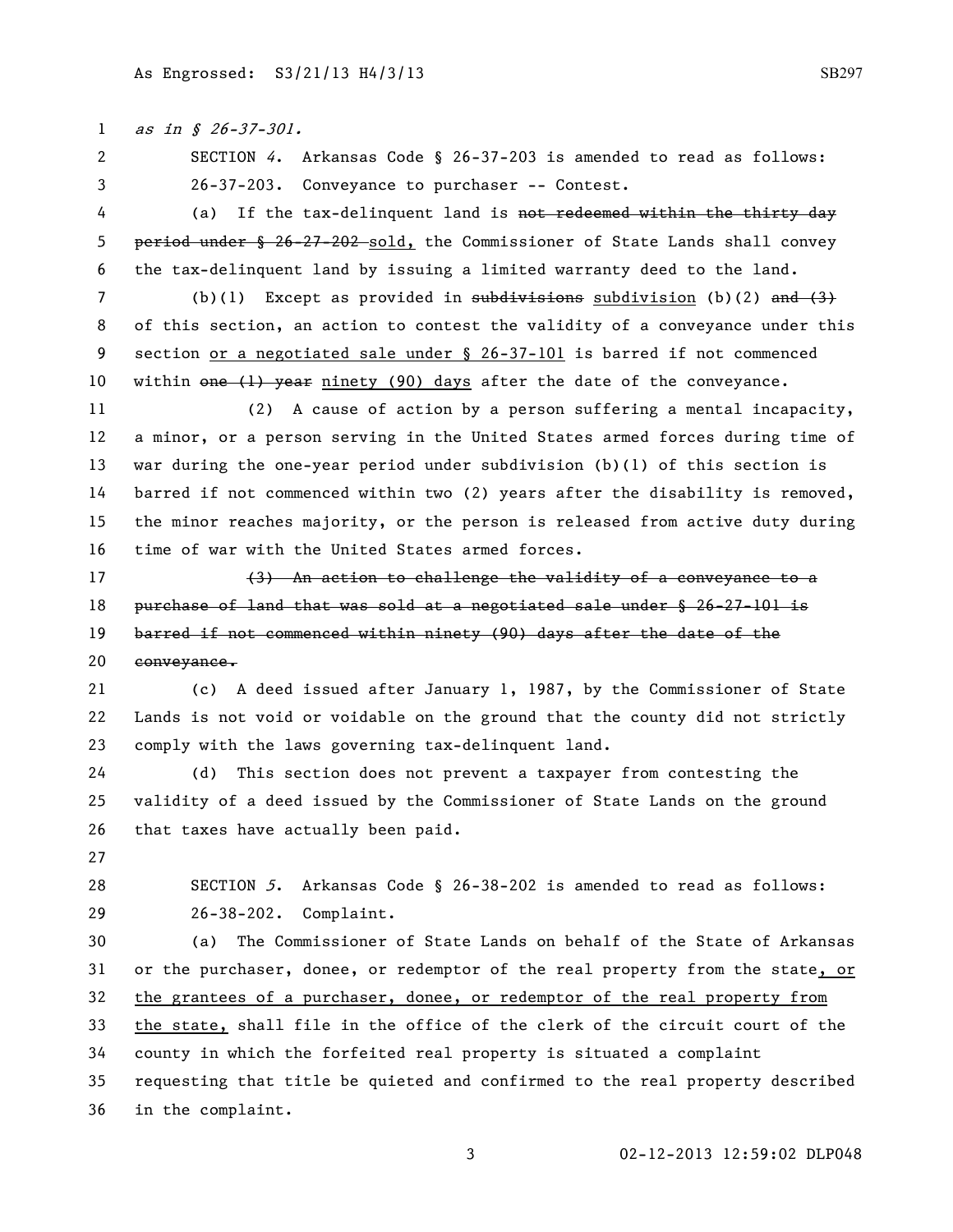*as in § 26-37-301.*

SECTION *4*. Arkansas Code § 26-37-203 is amended to read as follows:

26-37-203. Conveyance to purchaser -- Contest.

(a) If the tax-delinquent land is ~~not redeemed within the thirty day period under § 26-27-202~~ <u>sold,</u> the Commissioner of State Lands shall convey the tax-delinquent land by issuing a limited warranty deed to the land.

(b)(1) Except as provided in ~~subdivisions~~ <u>subdivision</u> (b)(2) ~~and (3)~~ of this section, an action to contest the validity of a conveyance under this section <u>or a negotiated sale under § 26-37-101</u> is barred if not commenced within ~~one (1) year~~ <u>ninety (90) days</u> after the date of the conveyance.

(2) A cause of action by a person suffering a mental incapacity, a minor, or a person serving in the United States armed forces during time of war during the one-year period under subdivision (b)(1) of this section is barred if not commenced within two (2) years after the disability is removed, the minor reaches majority, or the person is released from active duty during time of war with the United States armed forces.

~~(3) An action to challenge the validity of a conveyance to a purchase of land that was sold at a negotiated sale under § 26-27-101 is barred if not commenced within ninety (90) days after the date of the conveyance.~~

(c) A deed issued after January 1, 1987, by the Commissioner of State Lands is not void or voidable on the ground that the county did not strictly comply with the laws governing tax-delinquent land.

(d) This section does not prevent a taxpayer from contesting the validity of a deed issued by the Commissioner of State Lands on the ground that taxes have actually been paid.

SECTION *5*. Arkansas Code § 26-38-202 is amended to read as follows:

26-38-202. Complaint.

(a) The Commissioner of State Lands on behalf of the State of Arkansas or the purchaser, donee, or redemptor of the real property from the state<u>, or the grantees of a purchaser, donee, or redemptor of the real property from the state,</u> shall file in the office of the clerk of the circuit court of the county in which the forfeited real property is situated a complaint requesting that title be quieted and confirmed to the real property described in the complaint.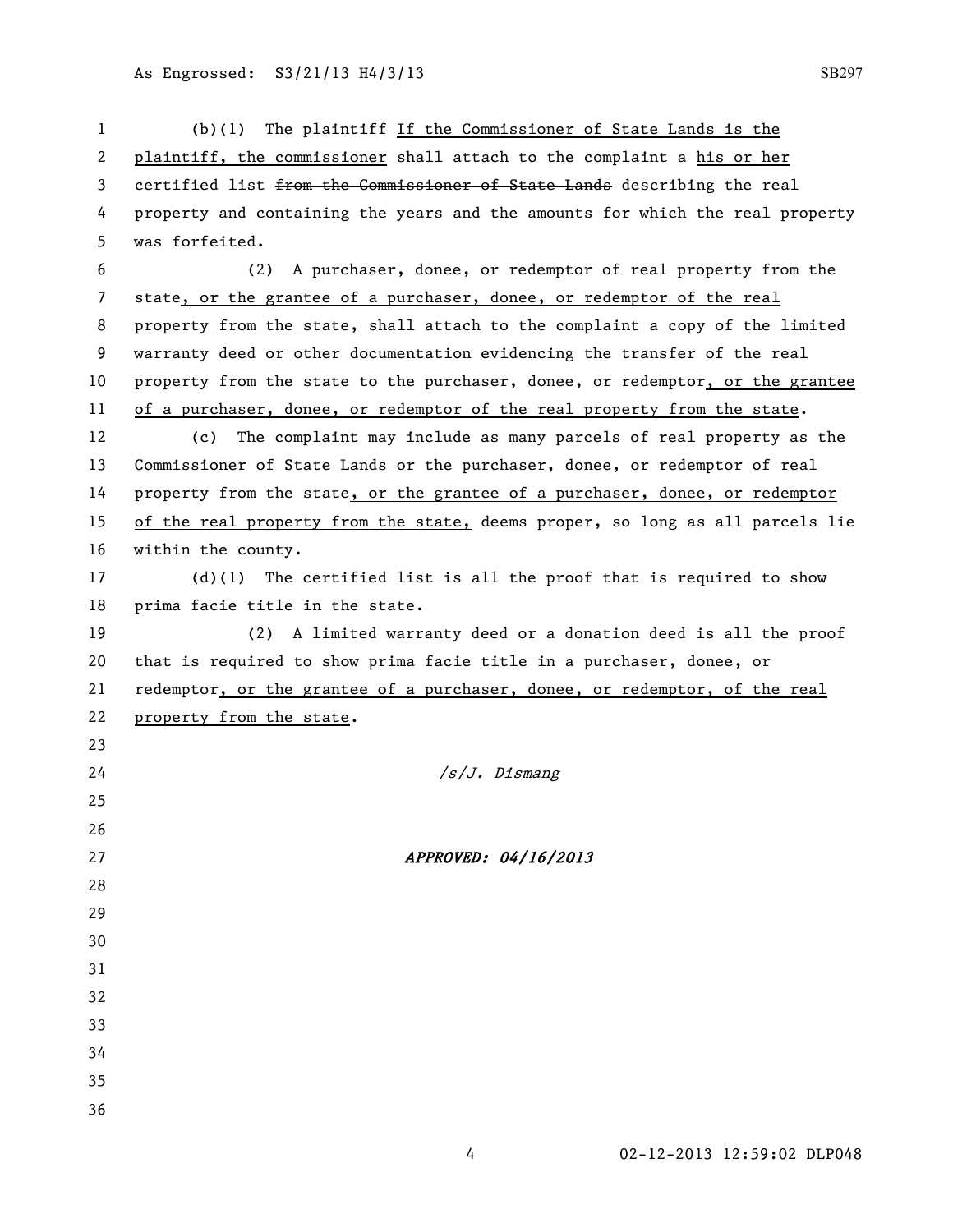(b)(1) ~~The plaintiff~~ If the Commissioner of State Lands is the plaintiff, the commissioner shall attach to the complaint ~~a~~ his or her certified list ~~from the Commissioner of State Lands~~ describing the real property and containing the years and the amounts for which the real property was forfeited.

(2) A purchaser, donee, or redemptor of real property from the state, or the grantee of a purchaser, donee, or redemptor of the real property from the state, shall attach to the complaint a copy of the limited warranty deed or other documentation evidencing the transfer of the real property from the state to the purchaser, donee, or redemptor, or the grantee of a purchaser, donee, or redemptor of the real property from the state.

(c) The complaint may include as many parcels of real property as the Commissioner of State Lands or the purchaser, donee, or redemptor of real property from the state, or the grantee of a purchaser, donee, or redemptor of the real property from the state, deems proper, so long as all parcels lie within the county.

(d)(1) The certified list is all the proof that is required to show prima facie title in the state.

(2) A limited warranty deed or a donation deed is all the proof that is required to show prima facie title in a purchaser, donee, or redemptor, or the grantee of a purchaser, donee, or redemptor, of the real property from the state.

*/s/J. Dismang*

***APPROVED: 04/16/2013***